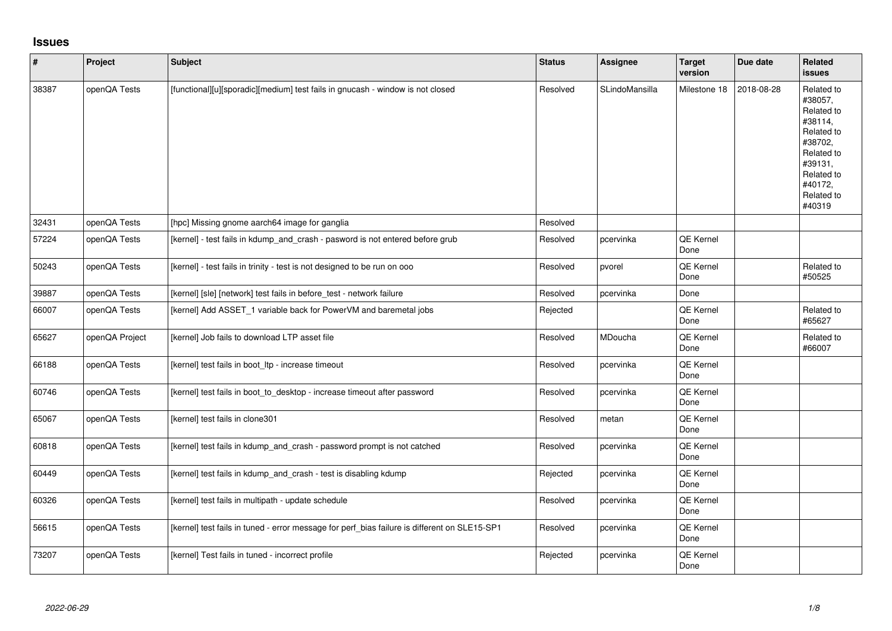# Issues

| # | Project | Subject | Status | Assignee | Target version | Due date | Related issues |
|---|---|---|---|---|---|---|---|
| 38387 | openQA Tests | [functional][u][sporadic][medium] test fails in gnucash - window is not closed | Resolved | SLindoMansilla | Milestone 18 | 2018-08-28 | Related to #38057, Related to #38114, Related to #38702, Related to #39131, Related to #40172, Related to #40319 |
| 32431 | openQA Tests | [hpc] Missing gnome aarch64 image for ganglia | Resolved | | | | |
| 57224 | openQA Tests | [kernel] - test fails in kdump_and_crash - pasword is not entered before grub | Resolved | pcervinka | QE Kernel Done | | |
| 50243 | openQA Tests | [kernel] - test fails in trinity - test is not designed to be run on ooo | Resolved | pvorel | QE Kernel Done | | Related to #50525 |
| 39887 | openQA Tests | [kernel] [sle] [network] test fails in before_test - network failure | Resolved | pcervinka | Done | | |
| 66007 | openQA Tests | [kernel] Add ASSET_1 variable back for PowerVM and baremetal jobs | Rejected | | QE Kernel Done | | Related to #65627 |
| 65627 | openQA Project | [kernel] Job fails to download LTP asset file | Resolved | MDoucha | QE Kernel Done | | Related to #66007 |
| 66188 | openQA Tests | [kernel] test fails in boot_ltp - increase timeout | Resolved | pcervinka | QE Kernel Done | | |
| 60746 | openQA Tests | [kernel] test fails in boot_to_desktop - increase timeout after password | Resolved | pcervinka | QE Kernel Done | | |
| 65067 | openQA Tests | [kernel] test fails in clone301 | Resolved | metan | QE Kernel Done | | |
| 60818 | openQA Tests | [kernel] test fails in kdump_and_crash - password prompt is not catched | Resolved | pcervinka | QE Kernel Done | | |
| 60449 | openQA Tests | [kernel] test fails in kdump_and_crash - test is disabling kdump | Rejected | pcervinka | QE Kernel Done | | |
| 60326 | openQA Tests | [kernel] test fails in multipath - update schedule | Resolved | pcervinka | QE Kernel Done | | |
| 56615 | openQA Tests | [kernel] test fails in tuned - error message for perf_bias failure is different on SLE15-SP1 | Resolved | pcervinka | QE Kernel Done | | |
| 73207 | openQA Tests | [kernel] Test fails in tuned - incorrect profile | Rejected | pcervinka | QE Kernel Done | | |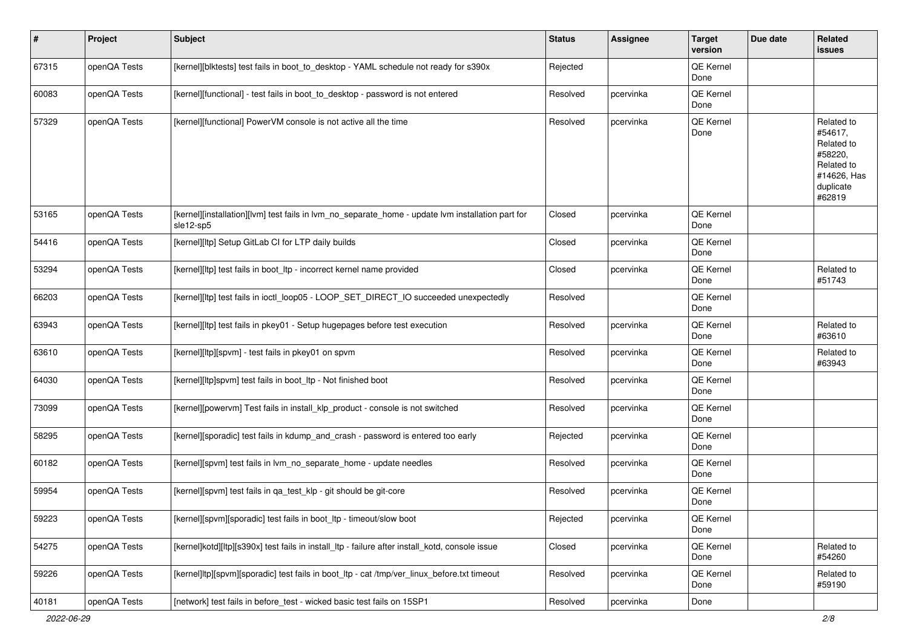| # | Project | Subject | Status | Assignee | Target version | Due date | Related issues |
|---|---|---|---|---|---|---|---|
| 67315 | openQA Tests | [kernel][blktests] test fails in boot_to_desktop - YAML schedule not ready for s390x | Rejected | | QE Kernel Done | | |
| 60083 | openQA Tests | [kernel][functional] - test fails in boot_to_desktop - password is not entered | Resolved | pcervinka | QE Kernel Done | | |
| 57329 | openQA Tests | [kernel][functional] PowerVM console is not active all the time | Resolved | pcervinka | QE Kernel Done | | Related to #54617, Related to #58220, Related to #14626, Has duplicate #62819 |
| 53165 | openQA Tests | [kernel][installation][lvm] test fails in lvm_no_separate_home - update lvm installation part for sle12-sp5 | Closed | pcervinka | QE Kernel Done | | |
| 54416 | openQA Tests | [kernel][ltp] Setup GitLab CI for LTP daily builds | Closed | pcervinka | QE Kernel Done | | |
| 53294 | openQA Tests | [kernel][ltp] test fails in boot_ltp - incorrect kernel name provided | Closed | pcervinka | QE Kernel Done | | Related to #51743 |
| 66203 | openQA Tests | [kernel][ltp] test fails in ioctl_loop05 - LOOP_SET_DIRECT_IO succeeded unexpectedly | Resolved | | QE Kernel Done | | |
| 63943 | openQA Tests | [kernel][ltp] test fails in pkey01 - Setup hugepages before test execution | Resolved | pcervinka | QE Kernel Done | | Related to #63610 |
| 63610 | openQA Tests | [kernel][ltp][spvm] - test fails in pkey01 on spvm | Resolved | pcervinka | QE Kernel Done | | Related to #63943 |
| 64030 | openQA Tests | [kernel][ltp]spvm] test fails in boot_ltp - Not finished boot | Resolved | pcervinka | QE Kernel Done | | |
| 73099 | openQA Tests | [kernel][powervm] Test fails in install_klp_product - console is not switched | Resolved | pcervinka | QE Kernel Done | | |
| 58295 | openQA Tests | [kernel][sporadic] test fails in kdump_and_crash - password is entered too early | Rejected | pcervinka | QE Kernel Done | | |
| 60182 | openQA Tests | [kernel][spvm] test fails in lvm_no_separate_home - update needles | Resolved | pcervinka | QE Kernel Done | | |
| 59954 | openQA Tests | [kernel][spvm] test fails in qa_test_klp - git should be git-core | Resolved | pcervinka | QE Kernel Done | | |
| 59223 | openQA Tests | [kernel][spvm][sporadic] test fails in boot_ltp - timeout/slow boot | Rejected | pcervinka | QE Kernel Done | | |
| 54275 | openQA Tests | [kernel]kotd][ltp][s390x] test fails in install_ltp - failure after install_kotd, console issue | Closed | pcervinka | QE Kernel Done | | Related to #54260 |
| 59226 | openQA Tests | [kernel]ltp][spvm][sporadic] test fails in boot_ltp - cat /tmp/ver_linux_before.txt timeout | Resolved | pcervinka | QE Kernel Done | | Related to #59190 |
| 40181 | openQA Tests | [network] test fails in before_test - wicked basic test fails on 15SP1 | Resolved | pcervinka | Done | | |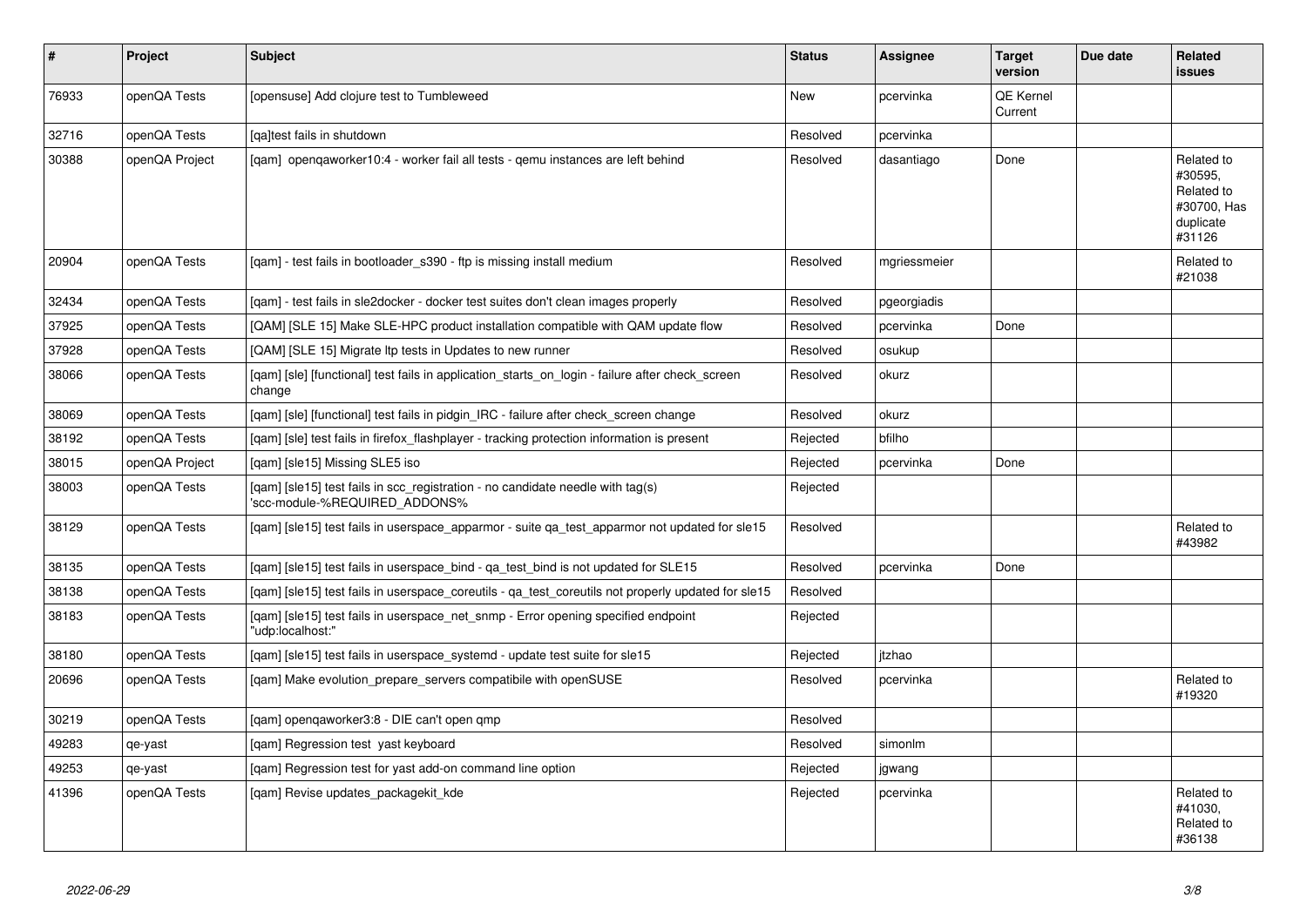| # | Project | Subject | Status | Assignee | Target version | Due date | Related issues |
|---|---|---|---|---|---|---|---|
| 76933 | openQA Tests | [opensuse] Add clojure test to Tumbleweed | New | pcervinka | QE Kernel Current | | |
| 32716 | openQA Tests | [qa]test fails in shutdown | Resolved | pcervinka | | | |
| 30388 | openQA Project | [qam] openqaworker10:4 - worker fail all tests - qemu instances are left behind | Resolved | dasantiago | Done | | Related to #30595, Related to #30700, Has duplicate #31126 |
| 20904 | openQA Tests | [qam] - test fails in bootloader_s390 - ftp is missing install medium | Resolved | mgriessmeier | | | Related to #21038 |
| 32434 | openQA Tests | [qam] - test fails in sle2docker - docker test suites don't clean images properly | Resolved | pgeorgiadis | | | |
| 37925 | openQA Tests | [QAM] [SLE 15] Make SLE-HPC product installation compatible with QAM update flow | Resolved | pcervinka | Done | | |
| 37928 | openQA Tests | [QAM] [SLE 15] Migrate ltp tests in Updates to new runner | Resolved | osukup | | | |
| 38066 | openQA Tests | [qam] [sle] [functional] test fails in application_starts_on_login - failure after check_screen change | Resolved | okurz | | | |
| 38069 | openQA Tests | [qam] [sle] [functional] test fails in pidgin_IRC - failure after check_screen change | Resolved | okurz | | | |
| 38192 | openQA Tests | [qam] [sle] test fails in firefox_flashplayer - tracking protection information is present | Rejected | bfilho | | | |
| 38015 | openQA Project | [qam] [sle15] Missing SLE5 iso | Rejected | pcervinka | Done | | |
| 38003 | openQA Tests | [qam] [sle15] test fails in scc_registration - no candidate needle with tag(s) 'scc-module-%REQUIRED_ADDONS% | Rejected | | | | |
| 38129 | openQA Tests | [qam] [sle15] test fails in userspace_apparmor - suite qa_test_apparmor not updated for sle15 | Resolved | | | | Related to #43982 |
| 38135 | openQA Tests | [qam] [sle15] test fails in userspace_bind - qa_test_bind is not updated for SLE15 | Resolved | pcervinka | Done | | |
| 38138 | openQA Tests | [qam] [sle15] test fails in userspace_coreutils - qa_test_coreutils not properly updated for sle15 | Resolved | | | | |
| 38183 | openQA Tests | [qam] [sle15] test fails in userspace_net_snmp - Error opening specified endpoint "udp:localhost:" | Rejected | | | | |
| 38180 | openQA Tests | [qam] [sle15] test fails in userspace_systemd - update test suite for sle15 | Rejected | jtzhao | | | |
| 20696 | openQA Tests | [qam] Make evolution_prepare_servers compatibile with openSUSE | Resolved | pcervinka | | | Related to #19320 |
| 30219 | openQA Tests | [qam] openqaworker3:8 - DIE can't open qmp | Resolved | | | | |
| 49283 | qe-yast | [qam] Regression test yast keyboard | Resolved | simonlm | | | |
| 49253 | qe-yast | [qam] Regression test for yast add-on command line option | Rejected | jgwang | | | |
| 41396 | openQA Tests | [qam] Revise updates_packagekit_kde | Rejected | pcervinka | | | Related to #41030, Related to #36138 |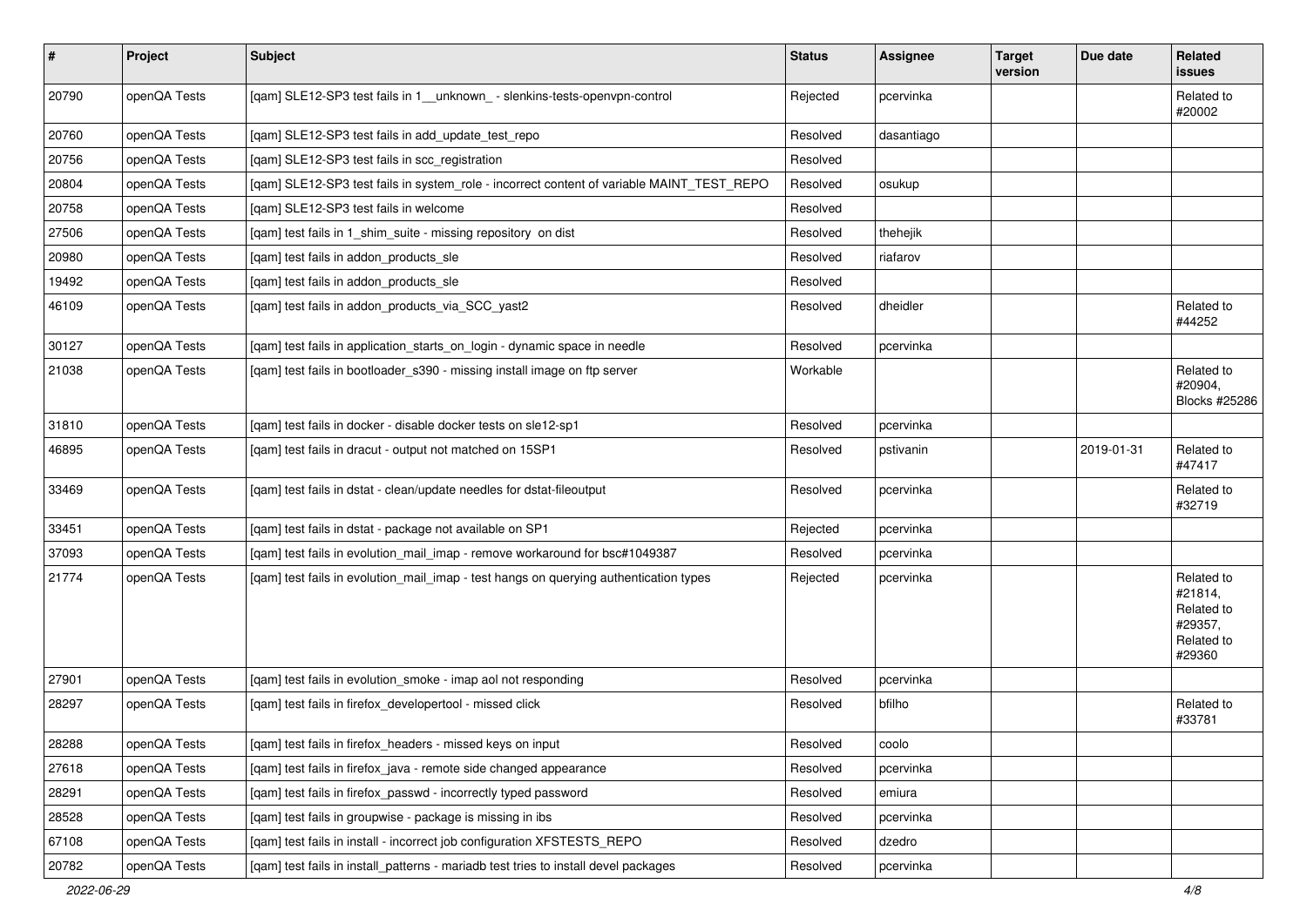| # | Project | Subject | Status | Assignee | Target version | Due date | Related issues |
|---|---|---|---|---|---|---|---|
| 20790 | openQA Tests | [qam] SLE12-SP3 test fails in 1__unknown_ - slenkins-tests-openvpn-control | Rejected | pcervinka | | | Related to #20002 |
| 20760 | openQA Tests | [qam] SLE12-SP3 test fails in add_update_test_repo | Resolved | dasantiago | | | |
| 20756 | openQA Tests | [qam] SLE12-SP3 test fails in scc_registration | Resolved | | | | |
| 20804 | openQA Tests | [qam] SLE12-SP3 test fails in system_role - incorrect content of variable MAINT_TEST_REPO | Resolved | osukup | | | |
| 20758 | openQA Tests | [qam] SLE12-SP3 test fails in welcome | Resolved | | | | |
| 27506 | openQA Tests | [qam] test fails in 1_shim_suite - missing repository on dist | Resolved | thehejik | | | |
| 20980 | openQA Tests | [qam] test fails in addon_products_sle | Resolved | riafarov | | | |
| 19492 | openQA Tests | [qam] test fails in addon_products_sle | Resolved | | | | |
| 46109 | openQA Tests | [qam] test fails in addon_products_via_SCC_yast2 | Resolved | dheidler | | | Related to #44252 |
| 30127 | openQA Tests | [qam] test fails in application_starts_on_login - dynamic space in needle | Resolved | pcervinka | | | |
| 21038 | openQA Tests | [qam] test fails in bootloader_s390 - missing install image on ftp server | Workable | | | | Related to #20904, Blocks #25286 |
| 31810 | openQA Tests | [qam] test fails in docker - disable docker tests on sle12-sp1 | Resolved | pcervinka | | | |
| 46895 | openQA Tests | [qam] test fails in dracut - output not matched on 15SP1 | Resolved | pstivanin | | 2019-01-31 | Related to #47417 |
| 33469 | openQA Tests | [qam] test fails in dstat - clean/update needles for dstat-fileoutput | Resolved | pcervinka | | | Related to #32719 |
| 33451 | openQA Tests | [qam] test fails in dstat - package not available on SP1 | Rejected | pcervinka | | | |
| 37093 | openQA Tests | [qam] test fails in evolution_mail_imap - remove workaround for bsc#1049387 | Resolved | pcervinka | | | |
| 21774 | openQA Tests | [qam] test fails in evolution_mail_imap - test hangs on querying authentication types | Rejected | pcervinka | | | Related to #21814, Related to #29357, Related to #29360 |
| 27901 | openQA Tests | [qam] test fails in evolution_smoke - imap aol not responding | Resolved | pcervinka | | | |
| 28297 | openQA Tests | [qam] test fails in firefox_developertool - missed click | Resolved | bfilho | | | Related to #33781 |
| 28288 | openQA Tests | [qam] test fails in firefox_headers - missed keys on input | Resolved | coolo | | | |
| 27618 | openQA Tests | [qam] test fails in firefox_java - remote side changed appearance | Resolved | pcervinka | | | |
| 28291 | openQA Tests | [qam] test fails in firefox_passwd - incorrectly typed password | Resolved | emiura | | | |
| 28528 | openQA Tests | [qam] test fails in groupwise - package is missing in ibs | Resolved | pcervinka | | | |
| 67108 | openQA Tests | [qam] test fails in install - incorrect job configuration XFSTESTS_REPO | Resolved | dzedro | | | |
| 20782 | openQA Tests | [qam] test fails in install_patterns - mariadb test tries to install devel packages | Resolved | pcervinka | | | |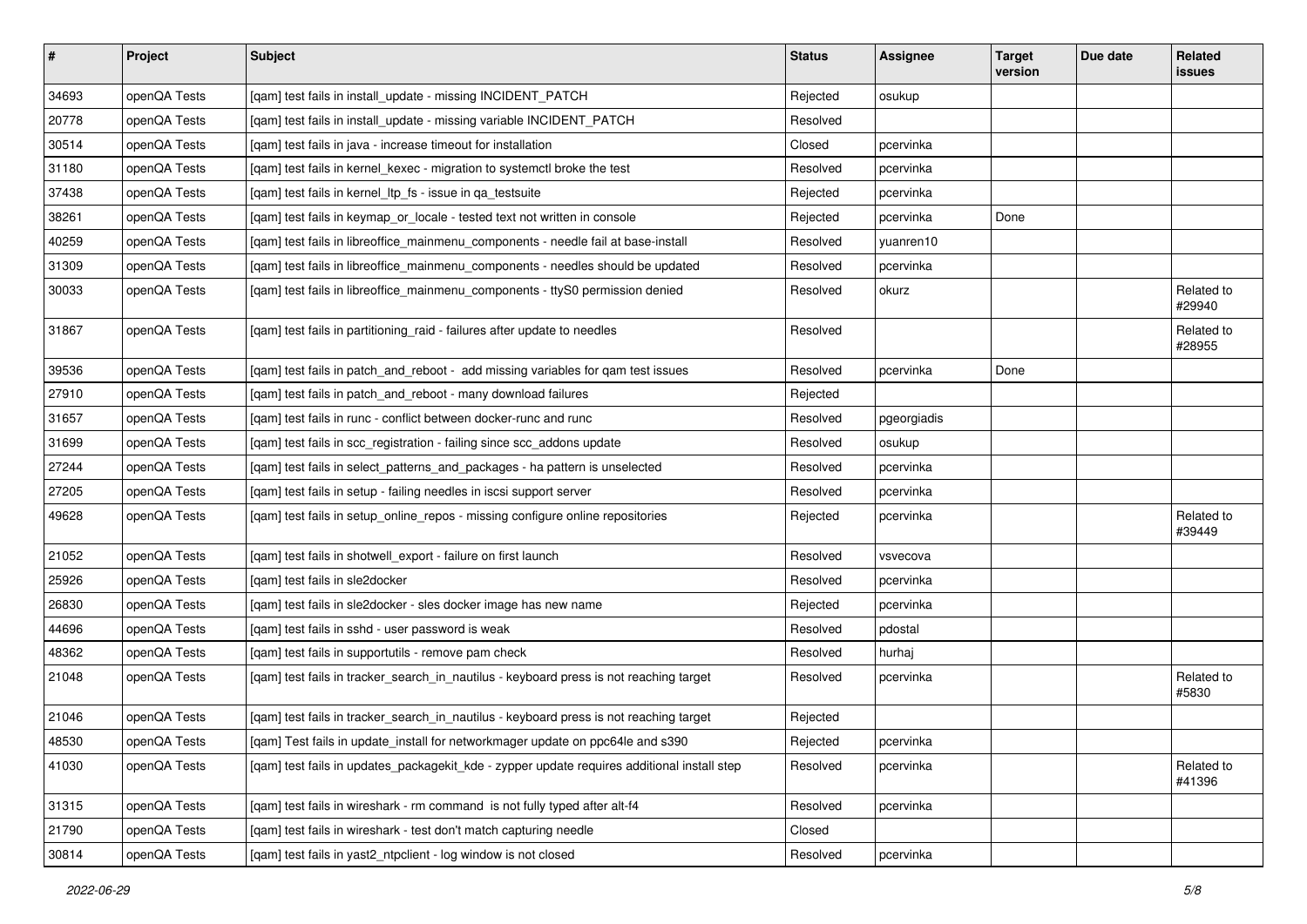| # | Project | Subject | Status | Assignee | Target version | Due date | Related issues |
|---|---|---|---|---|---|---|---|
| 34693 | openQA Tests | [qam] test fails in install_update - missing INCIDENT_PATCH | Rejected | osukup | | | |
| 20778 | openQA Tests | [qam] test fails in install_update - missing variable INCIDENT_PATCH | Resolved | | | | |
| 30514 | openQA Tests | [qam] test fails in java - increase timeout for installation | Closed | pcervinka | | | |
| 31180 | openQA Tests | [qam] test fails in kernel_kexec - migration to systemctl broke the test | Resolved | pcervinka | | | |
| 37438 | openQA Tests | [qam] test fails in kernel_ltp_fs - issue in qa_testsuite | Rejected | pcervinka | | | |
| 38261 | openQA Tests | [qam] test fails in keymap_or_locale - tested text not written in console | Rejected | pcervinka | Done | | |
| 40259 | openQA Tests | [qam] test fails in libreoffice_mainmenu_components - needle fail at base-install | Resolved | yuanren10 | | | |
| 31309 | openQA Tests | [qam] test fails in libreoffice_mainmenu_components - needles should be updated | Resolved | pcervinka | | | |
| 30033 | openQA Tests | [qam] test fails in libreoffice_mainmenu_components - ttyS0 permission denied | Resolved | okurz | | | Related to #29940 |
| 31867 | openQA Tests | [qam] test fails in partitioning_raid - failures after update to needles | Resolved | | | | Related to #28955 |
| 39536 | openQA Tests | [qam] test fails in patch_and_reboot - add missing variables for qam test issues | Resolved | pcervinka | Done | | |
| 27910 | openQA Tests | [qam] test fails in patch_and_reboot - many download failures | Rejected | | | | |
| 31657 | openQA Tests | [qam] test fails in runc - conflict between docker-runc and runc | Resolved | pgeorgiadis | | | |
| 31699 | openQA Tests | [qam] test fails in scc_registration - failing since scc_addons update | Resolved | osukup | | | |
| 27244 | openQA Tests | [qam] test fails in select_patterns_and_packages - ha pattern is unselected | Resolved | pcervinka | | | |
| 27205 | openQA Tests | [qam] test fails in setup - failing needles in iscsi support server | Resolved | pcervinka | | | |
| 49628 | openQA Tests | [qam] test fails in setup_online_repos - missing configure online repositories | Rejected | pcervinka | | | Related to #39449 |
| 21052 | openQA Tests | [qam] test fails in shotwell_export - failure on first launch | Resolved | vsvecova | | | |
| 25926 | openQA Tests | [qam] test fails in sle2docker | Resolved | pcervinka | | | |
| 26830 | openQA Tests | [qam] test fails in sle2docker - sles docker image has new name | Rejected | pcervinka | | | |
| 44696 | openQA Tests | [qam] test fails in sshd - user password is weak | Resolved | pdostal | | | |
| 48362 | openQA Tests | [qam] test fails in supportutils - remove pam check | Resolved | hurhaj | | | |
| 21048 | openQA Tests | [qam] test fails in tracker_search_in_nautilus - keyboard press is not reaching target | Resolved | pcervinka | | | Related to #5830 |
| 21046 | openQA Tests | [qam] test fails in tracker_search_in_nautilus - keyboard press is not reaching target | Rejected | | | | |
| 48530 | openQA Tests | [qam] Test fails in update_install for networkmager update on ppc64le and s390 | Rejected | pcervinka | | | |
| 41030 | openQA Tests | [qam] test fails in updates_packagekit_kde - zypper update requires additional install step | Resolved | pcervinka | | | Related to #41396 |
| 31315 | openQA Tests | [qam] test fails in wireshark - rm command is not fully typed after alt-f4 | Resolved | pcervinka | | | |
| 21790 | openQA Tests | [qam] test fails in wireshark - test don't match capturing needle | Closed | | | | |
| 30814 | openQA Tests | [qam] test fails in yast2_ntpclient - log window is not closed | Resolved | pcervinka | | | |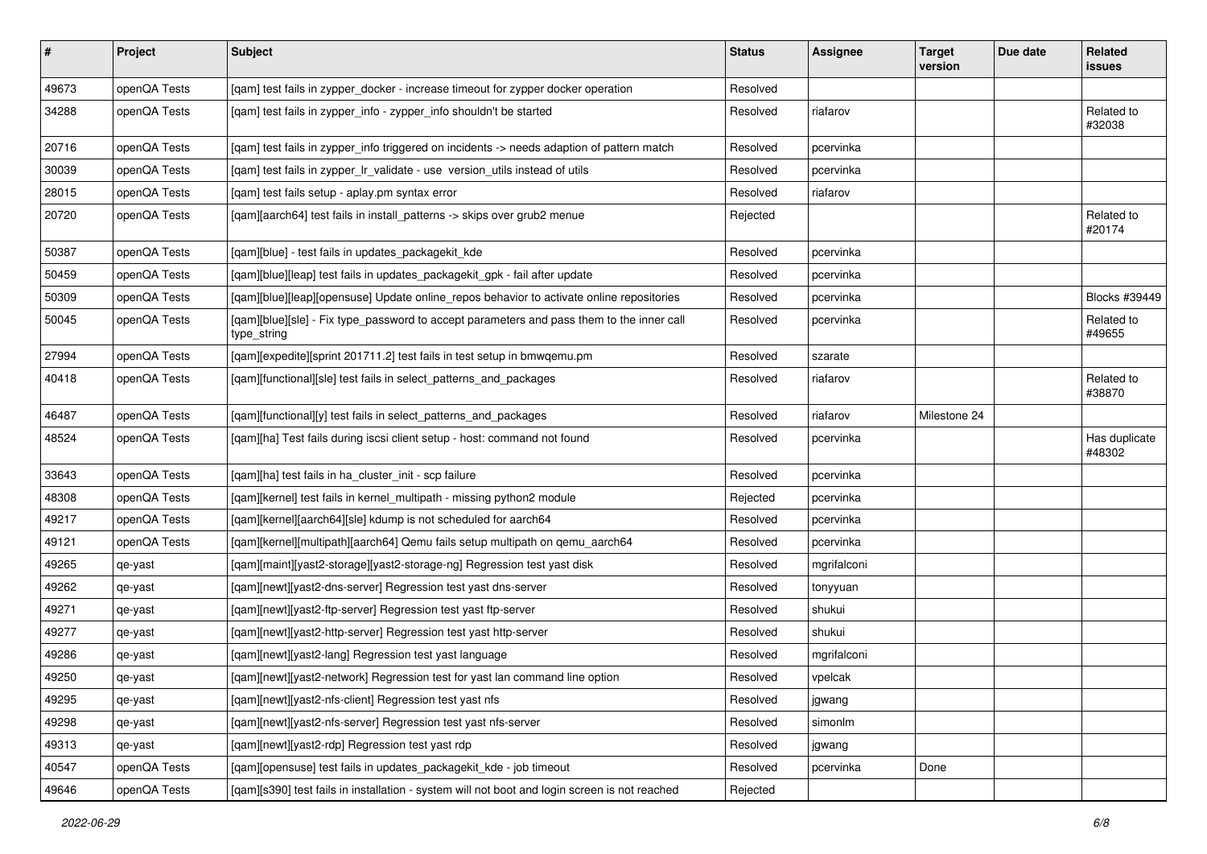| # | Project | Subject | Status | Assignee | Target version | Due date | Related issues |
|---|---|---|---|---|---|---|---|
| 49673 | openQA Tests | [qam] test fails in zypper_docker - increase timeout for zypper docker operation | Resolved | | | | |
| 34288 | openQA Tests | [qam] test fails in zypper_info - zypper_info shouldn't be started | Resolved | riafarov | | | Related to #32038 |
| 20716 | openQA Tests | [qam] test fails in zypper_info triggered on incidents -> needs adaption of pattern match | Resolved | pcervinka | | | |
| 30039 | openQA Tests | [qam] test fails in zypper_lr_validate - use version_utils instead of utils | Resolved | pcervinka | | | |
| 28015 | openQA Tests | [qam] test fails setup - aplay.pm syntax error | Resolved | riafarov | | | |
| 20720 | openQA Tests | [qam][aarch64] test fails in install_patterns -> skips over grub2 menue | Rejected | | | | Related to #20174 |
| 50387 | openQA Tests | [qam][blue] - test fails in updates_packagekit_kde | Resolved | pcervinka | | | |
| 50459 | openQA Tests | [qam][blue][leap] test fails in updates_packagekit_gpk - fail after update | Resolved | pcervinka | | | |
| 50309 | openQA Tests | [qam][blue][leap][opensuse] Update online_repos behavior to activate online repositories | Resolved | pcervinka | | | Blocks #39449 |
| 50045 | openQA Tests | [qam][blue][sle] - Fix type_password to accept parameters and pass them to the inner call type_string | Resolved | pcervinka | | | Related to #49655 |
| 27994 | openQA Tests | [qam][expedite][sprint 201711.2] test fails in test setup in bmwqemu.pm | Resolved | szarate | | | |
| 40418 | openQA Tests | [qam][functional][sle] test fails in select_patterns_and_packages | Resolved | riafarov | | | Related to #38870 |
| 46487 | openQA Tests | [qam][functional][y] test fails in select_patterns_and_packages | Resolved | riafarov | Milestone 24 | | |
| 48524 | openQA Tests | [qam][ha] Test fails during iscsi client setup - host: command not found | Resolved | pcervinka | | | Has duplicate #48302 |
| 33643 | openQA Tests | [qam][ha] test fails in ha_cluster_init - scp failure | Resolved | pcervinka | | | |
| 48308 | openQA Tests | [qam][kernel] test fails in kernel_multipath - missing python2 module | Rejected | pcervinka | | | |
| 49217 | openQA Tests | [qam][kernel][aarch64][sle] kdump is not scheduled for aarch64 | Resolved | pcervinka | | | |
| 49121 | openQA Tests | [qam][kernel][multipath][aarch64] Qemu fails setup multipath on qemu_aarch64 | Resolved | pcervinka | | | |
| 49265 | qe-yast | [qam][maint][yast2-storage][yast2-storage-ng] Regression test yast disk | Resolved | mgrifalconi | | | |
| 49262 | qe-yast | [qam][newt][yast2-dns-server] Regression test yast dns-server | Resolved | tonyyuan | | | |
| 49271 | qe-yast | [qam][newt][yast2-ftp-server] Regression test yast ftp-server | Resolved | shukui | | | |
| 49277 | qe-yast | [qam][newt][yast2-http-server] Regression test yast http-server | Resolved | shukui | | | |
| 49286 | qe-yast | [qam][newt][yast2-lang] Regression test yast language | Resolved | mgrifalconi | | | |
| 49250 | qe-yast | [qam][newt][yast2-network] Regression test for yast lan command line option | Resolved | vpelcak | | | |
| 49295 | qe-yast | [qam][newt][yast2-nfs-client] Regression test yast nfs | Resolved | jgwang | | | |
| 49298 | qe-yast | [qam][newt][yast2-nfs-server] Regression test yast nfs-server | Resolved | simonlm | | | |
| 49313 | qe-yast | [qam][newt][yast2-rdp] Regression test yast rdp | Resolved | jgwang | | | |
| 40547 | openQA Tests | [qam][opensuse] test fails in updates_packagekit_kde - job timeout | Resolved | pcervinka | Done | | |
| 49646 | openQA Tests | [qam][s390] test fails in installation - system will not boot and login screen is not reached | Rejected | | | | |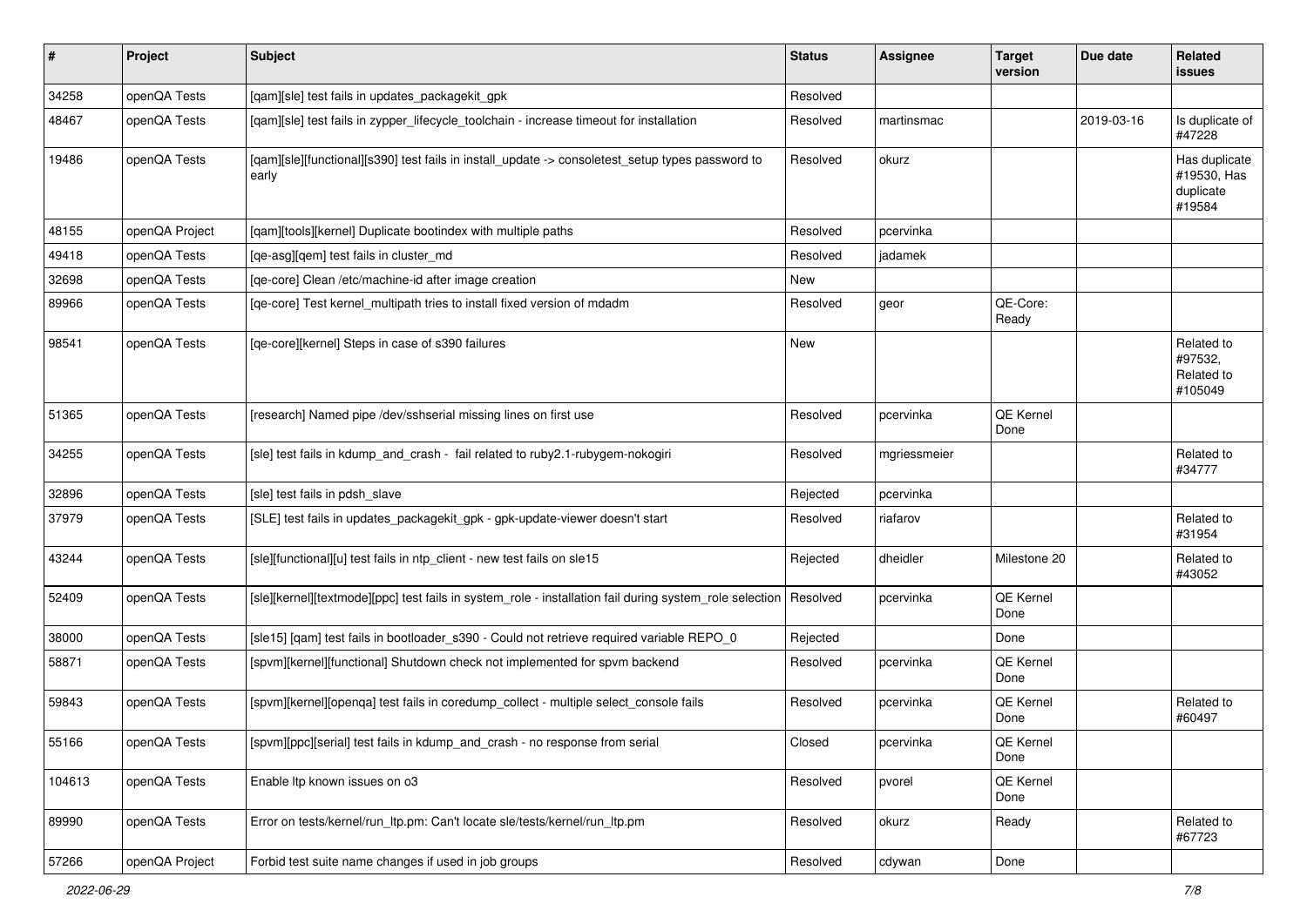| # | Project | Subject | Status | Assignee | Target version | Due date | Related issues |
|---|---|---|---|---|---|---|---|
| 34258 | openQA Tests | [qam][sle] test fails in updates_packagekit_gpk | Resolved | | | | |
| 48467 | openQA Tests | [qam][sle] test fails in zypper_lifecycle_toolchain - increase timeout for installation | Resolved | martinsmac | | 2019-03-16 | Is duplicate of #47228 |
| 19486 | openQA Tests | [qam][sle][functional][s390] test fails in install_update -> consoletest_setup types password to early | Resolved | okurz | | | Has duplicate #19530, Has duplicate #19584 |
| 48155 | openQA Project | [qam][tools][kernel] Duplicate bootindex with multiple paths | Resolved | pcervinka | | | |
| 49418 | openQA Tests | [qe-asg][qem] test fails in cluster_md | Resolved | jadamek | | | |
| 32698 | openQA Tests | [qe-core] Clean /etc/machine-id after image creation | New | | | | |
| 89966 | openQA Tests | [qe-core] Test kernel_multipath tries to install fixed version of mdadm | Resolved | geor | QE-Core: Ready | | |
| 98541 | openQA Tests | [qe-core][kernel] Steps in case of s390 failures | New | | | | Related to #97532, Related to #105049 |
| 51365 | openQA Tests | [research] Named pipe /dev/sshserial missing lines on first use | Resolved | pcervinka | QE Kernel Done | | |
| 34255 | openQA Tests | [sle] test fails in kdump_and_crash - fail related to ruby2.1-rubygem-nokogiri | Resolved | mgriessmeier | | | Related to #34777 |
| 32896 | openQA Tests | [sle] test fails in pdsh_slave | Rejected | pcervinka | | | |
| 37979 | openQA Tests | [SLE] test fails in updates_packagekit_gpk - gpk-update-viewer doesn't start | Resolved | riafarov | | | Related to #31954 |
| 43244 | openQA Tests | [sle][functional][u] test fails in ntp_client - new test fails on sle15 | Rejected | dheidler | Milestone 20 | | Related to #43052 |
| 52409 | openQA Tests | [sle][kernel][textmode][ppc] test fails in system_role - installation fail during system_role selection | Resolved | pcervinka | QE Kernel Done | | |
| 38000 | openQA Tests | [sle15] [qam] test fails in bootloader_s390 - Could not retrieve required variable REPO_0 | Rejected | | Done | | |
| 58871 | openQA Tests | [spvm][kernel][functional] Shutdown check not implemented for spvm backend | Resolved | pcervinka | QE Kernel Done | | |
| 59843 | openQA Tests | [spvm][kernel][openqa] test fails in coredump_collect - multiple select_console fails | Resolved | pcervinka | QE Kernel Done | | Related to #60497 |
| 55166 | openQA Tests | [spvm][ppc][serial] test fails in kdump_and_crash - no response from serial | Closed | pcervinka | QE Kernel Done | | |
| 104613 | openQA Tests | Enable ltp known issues on o3 | Resolved | pvorel | QE Kernel Done | | |
| 89990 | openQA Tests | Error on tests/kernel/run_ltp.pm: Can't locate sle/tests/kernel/run_ltp.pm | Resolved | okurz | Ready | | Related to #67723 |
| 57266 | openQA Project | Forbid test suite name changes if used in job groups | Resolved | cdywan | Done | | |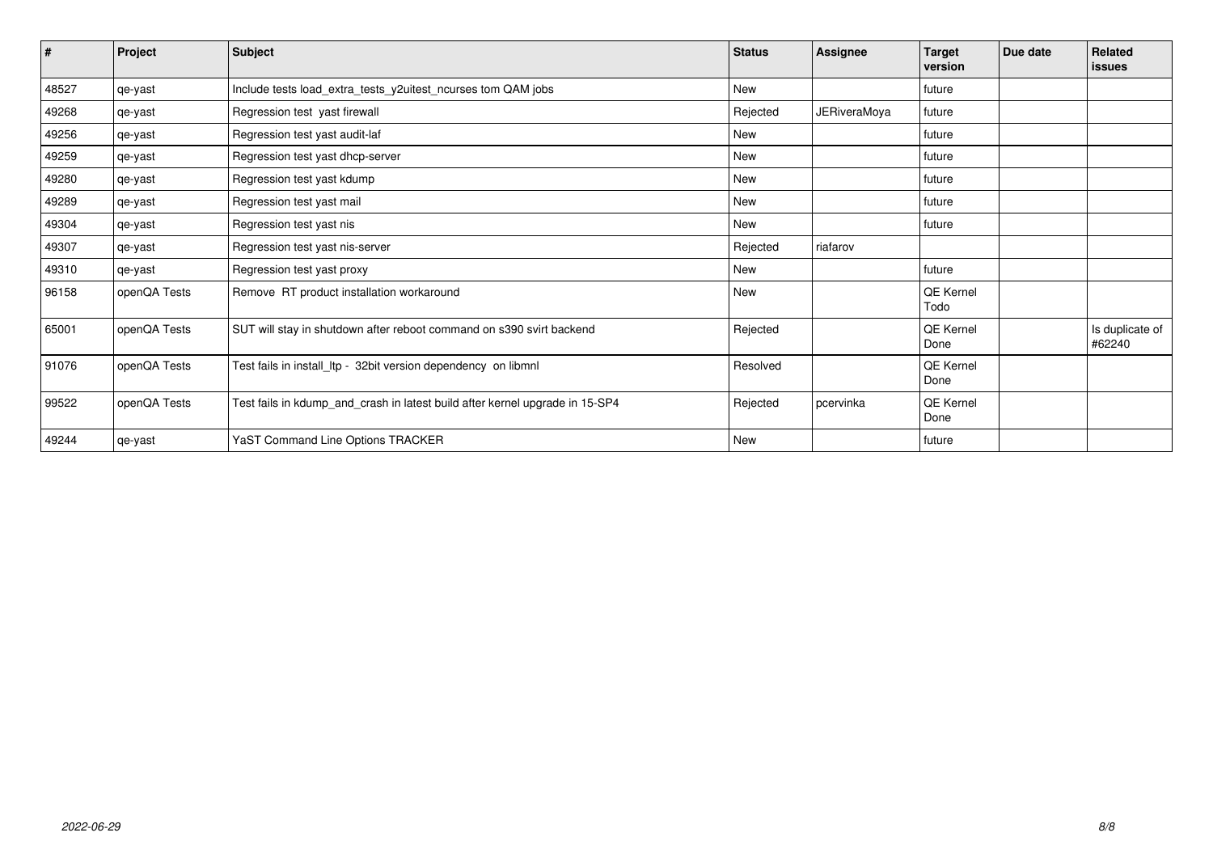| # | Project | Subject | Status | Assignee | Target version | Due date | Related issues |
|---|---|---|---|---|---|---|---|
| 48527 | qe-yast | Include tests load_extra_tests_y2uitest_ncurses tom QAM jobs | New | | future | | |
| 49268 | qe-yast | Regression test yast firewall | Rejected | JERiveraMoya | future | | |
| 49256 | qe-yast | Regression test yast audit-laf | New | | future | | |
| 49259 | qe-yast | Regression test yast dhcp-server | New | | future | | |
| 49280 | qe-yast | Regression test yast kdump | New | | future | | |
| 49289 | qe-yast | Regression test yast mail | New | | future | | |
| 49304 | qe-yast | Regression test yast nis | New | | future | | |
| 49307 | qe-yast | Regression test yast nis-server | Rejected | riafarov | | | |
| 49310 | qe-yast | Regression test yast proxy | New | | future | | |
| 96158 | openQA Tests | Remove RT product installation workaround | New | | QE Kernel Todo | | |
| 65001 | openQA Tests | SUT will stay in shutdown after reboot command on s390 svirt backend | Rejected | | QE Kernel Done | | Is duplicate of #62240 |
| 91076 | openQA Tests | Test fails in install_ltp - 32bit version dependency on libmnl | Resolved | | QE Kernel Done | | |
| 99522 | openQA Tests | Test fails in kdump_and_crash in latest build after kernel upgrade in 15-SP4 | Rejected | pcervinka | QE Kernel Done | | |
| 49244 | qe-yast | YaST Command Line Options TRACKER | New | | future | | |